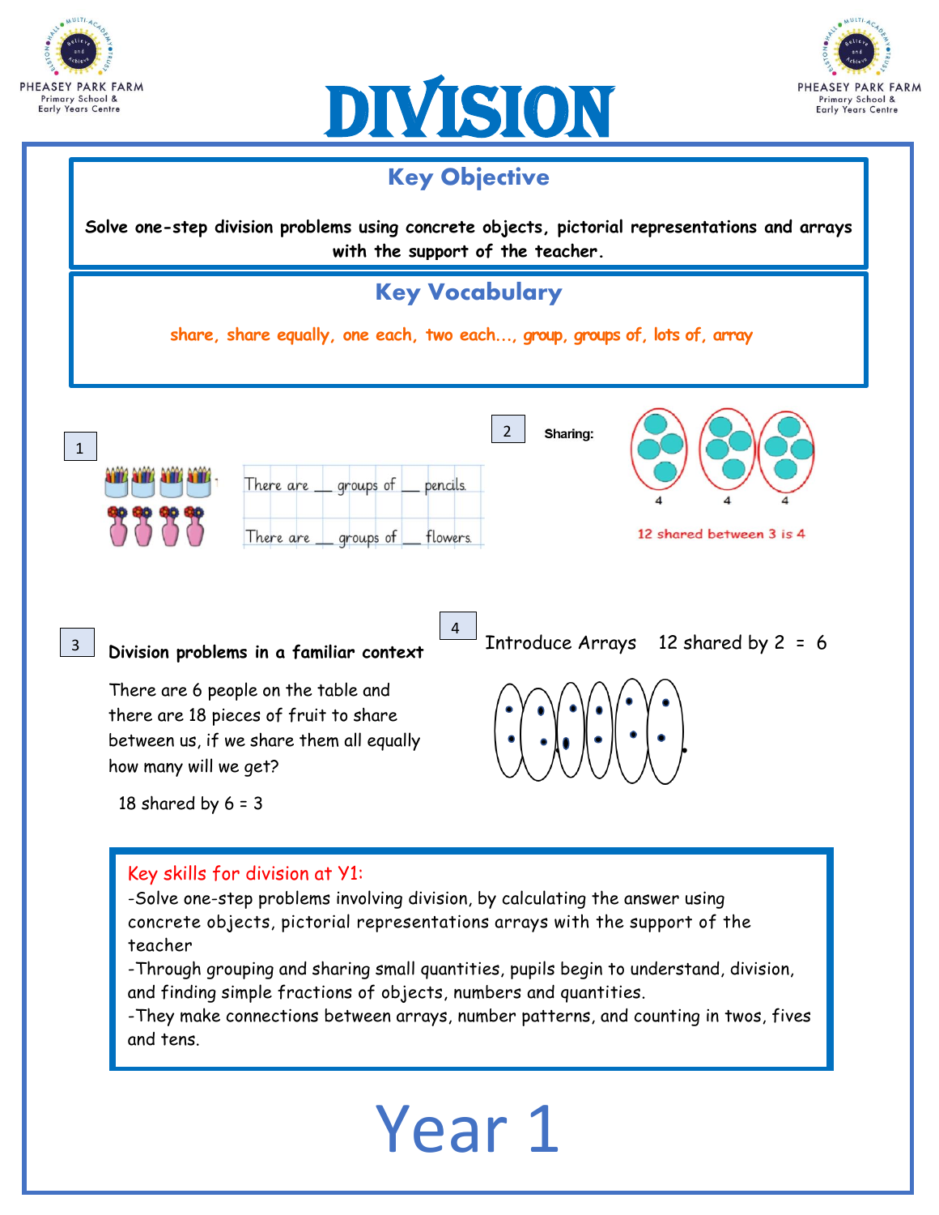# DIVISION

PHEASEY PARK FARM
Primary School & Early Years Centre

## Key Objective

**Solve one-step division problems using concrete objects, pictorial representations and arrays with the support of the teacher.**

## Key Vocabulary

share, share equally, one each, two each..., group, groups of, lots of, array

**1**

There are __ groups of __ pencils.

There are __ groups of __ flowers.

**2**

**Sharing:**

4 4 4

12 shared between 3 is 4

**3**

**Division problems in a familiar context**

There are 6 people on the table and there are 18 pieces of fruit to share between us, if we share them all equally how many will we get?

18 shared by 6 = 3

**4**

Introduce Arrays 12 shared by 2 = 6

Key skills for division at Y1:

- Solve one-step problems involving division, by calculating the answer using concrete objects, pictorial representations arrays with the support of the teacher
- Through grouping and sharing small quantities, pupils begin to understand, division, and finding simple fractions of objects, numbers and quantities.
- They make connections between arrays, number patterns, and counting in twos, fives and tens.

# Year 1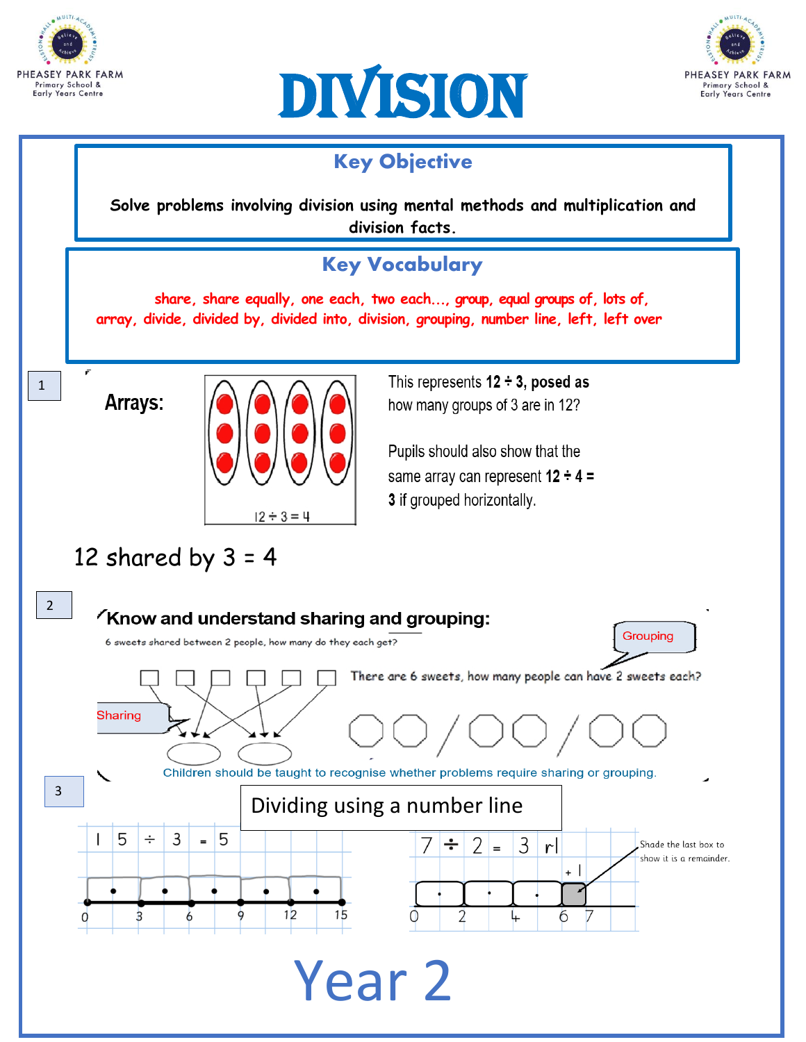PHEASEY PARK FARM
Primary School &
Early Years Centre

# DIVISION

## Key Objective

**Solve problems involving division using mental methods and multiplication and division facts.**

## Key Vocabulary

share, share equally, one each, two each…, group, equal groups of, lots of, array, divide, divided by, divided into, division, grouping, number line, left, left over

### 1

**Arrays:**

$12 \div 3 = 4$

This represents **$12 \div 3$, posed as** how many groups of 3 are in 12?

Pupils should also show that the same array can represent **$12 \div 4 = 3$** if grouped horizontally.

12 shared by 3 = 4

### 2

**Know and understand sharing and grouping:**

6 sweets shared between 2 people, how many do they each get?

Sharing

Grouping

There are 6 sweets, how many people can have 2 sweets each?

Children should be taught to recognise whether problems require sharing or grouping.

### 3

Dividing using a number line

$15 \div 3 = 5$

0 3 6 9 12 15

$7 \div 2 = 3$ r1

+1

0 2 4 6 7

Shade the last box to show it is a remainder.

Year 2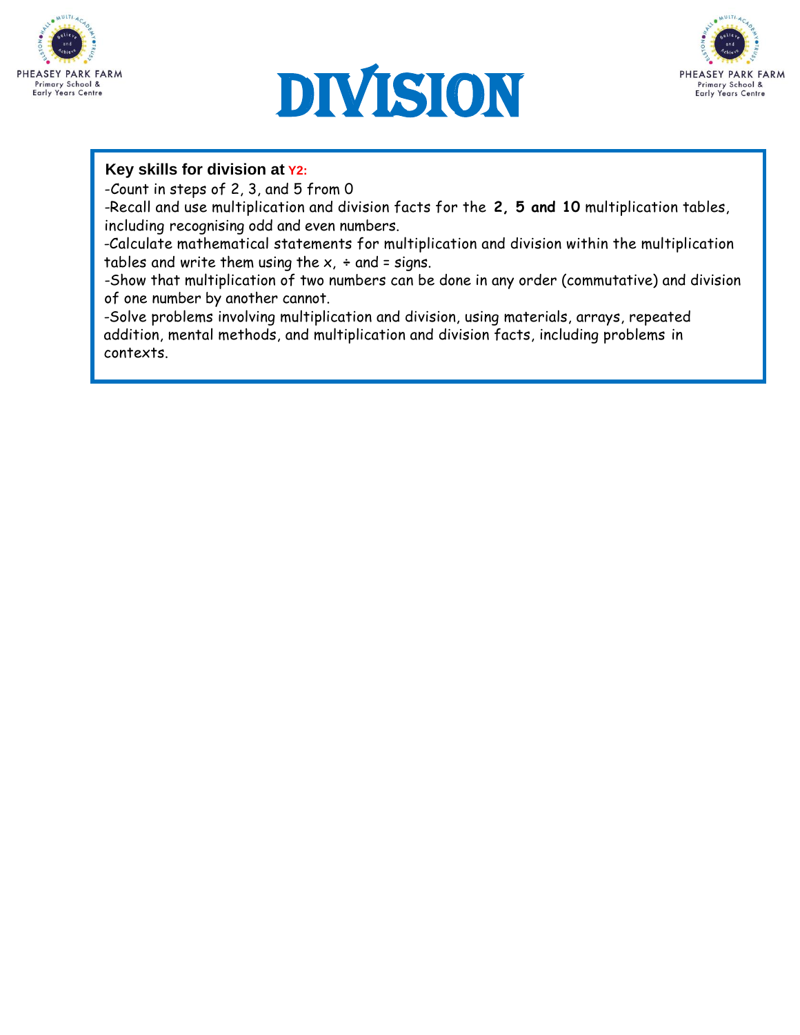# DIVISION

**Key skills for division at Y2:**

-Count in steps of 2, 3, and 5 from 0

-Recall and use multiplication and division facts for the **2, 5 and 10** multiplication tables, including recognising odd and even numbers.

-Calculate mathematical statements for multiplication and division within the multiplication tables and write them using the x, ÷ and = signs.

-Show that multiplication of two numbers can be done in any order (commutative) and division of one number by another cannot.

-Solve problems involving multiplication and division, using materials, arrays, repeated addition, mental methods, and multiplication and division facts, including problems in contexts.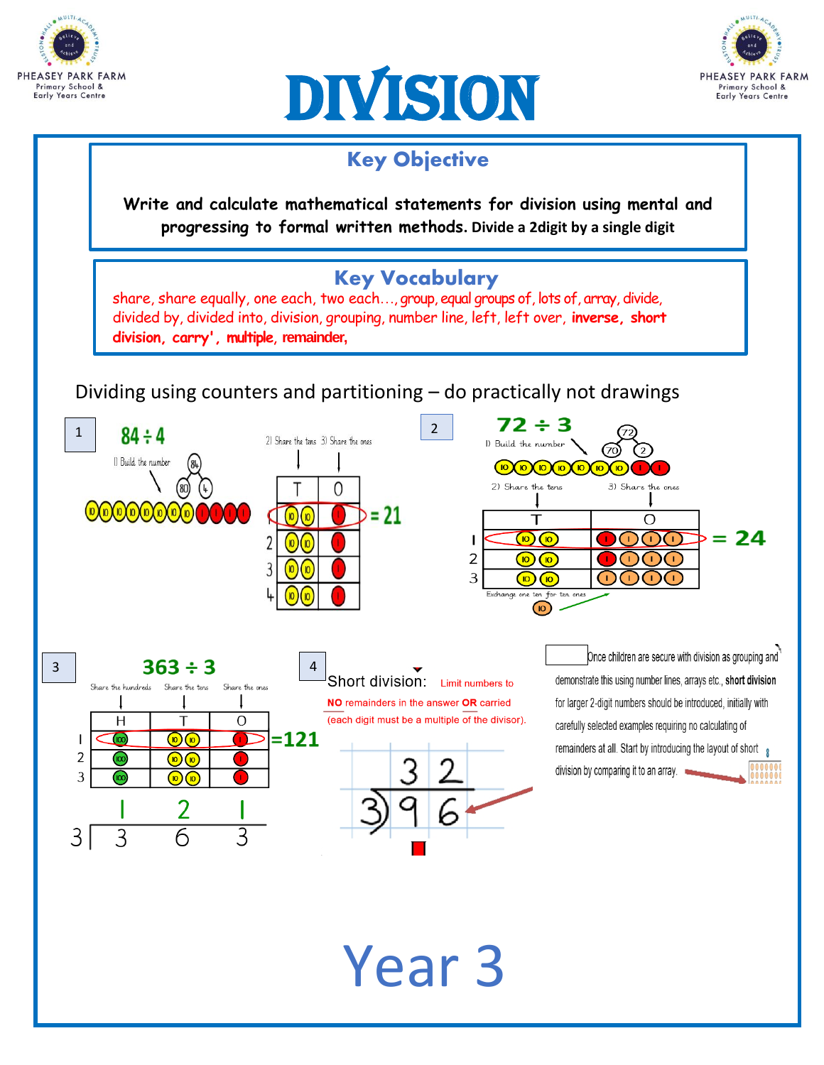PHEASEY PARK FARM Primary School & Early Years Centre

# DIVISION

## Key Objective

**Write and calculate mathematical statements for division using mental and progressing to formal written methods. Divide a 2digit by a single digit**

## Key Vocabulary

share, share equally, one each, two each…, group, equal groups of, lots of, array, divide, divided by, divided into, division, grouping, number line, left, left over, **inverse**, **short division**, **carry'**, **multiple**, **remainder**,

Dividing using counters and partitioning – do practically not drawings

**1**

**84 ÷ 4**

1) Build the number

84 → 80, 4

2) Share the tens 3) Share the ones

| | T | O |
|---|---|---|
| 1 | 10 10 | 1 |
| 2 | 10 10 | 1 |
| 3 | 10 10 | 1 |
| 4 | 10 10 | 1 |

= 21

**2**

**72 ÷ 3**

1) Build the number

72 → 70, 2

2) Share the tens 3) Share the ones

| | T | O |
|---|---|---|
| 1 | 10 10 | 1 1 1 1 |
| 2 | 10 10 | 1 1 1 1 |
| 3 | 10 10 | 1 1 1 1 |

= 24

Exchange one ten for ten ones

**3**

**363 ÷ 3**

Share the hundreds Share the tens Share the ones

| | H | T | O |
|---|---|---|---|
| 1 | 100 | 10 10 | 1 |
| 2 | 100 | 10 10 | 1 |
| 3 | 100 | 10 10 | 1 |

=121

```
    1   2   1
3 | 3   6   3
```

**4**

Short division: Limit numbers to **NO** remainders in the answer **OR** carried (each digit must be a multiple of the divisor).

```
   3 2
3) 9 6
```

Once children are secure with division as grouping and demonstrate this using number lines, arrays etc., **short division** for larger 2-digit numbers should be introduced, initially with carefully selected examples requiring no calculating of remainders at all. Start by introducing the layout of short division by comparing it to an array.

# Year 3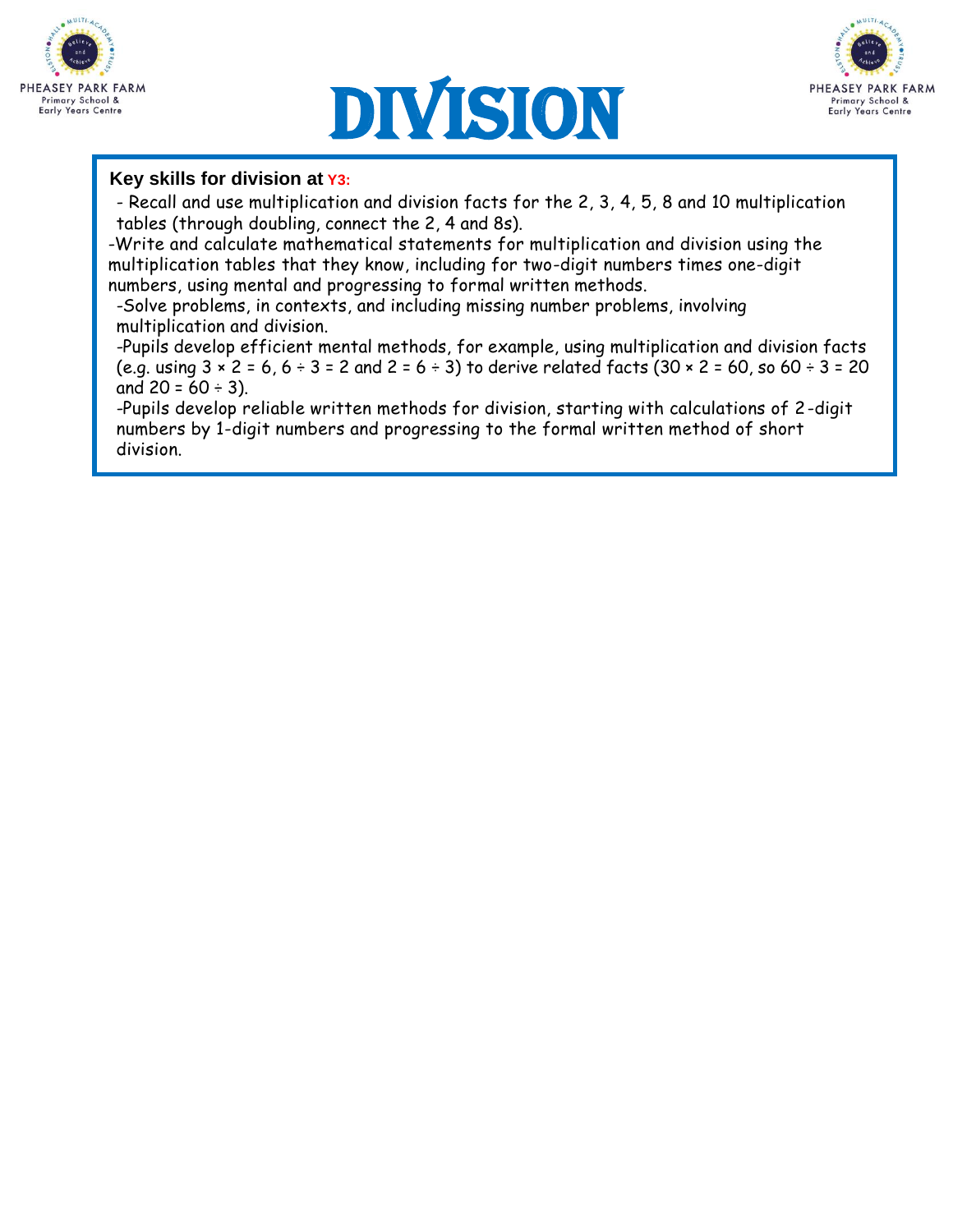# DIVISION

**Key skills for division at Y3:**

- Recall and use multiplication and division facts for the 2, 3, 4, 5, 8 and 10 multiplication tables (through doubling, connect the 2, 4 and 8s).
- Write and calculate mathematical statements for multiplication and division using the multiplication tables that they know, including for two-digit numbers times one-digit numbers, using mental and progressing to formal written methods.
- Solve problems, in contexts, and including missing number problems, involving multiplication and division.
- Pupils develop efficient mental methods, for example, using multiplication and division facts (e.g. using $3 \times 2 = 6$, $6 \div 3 = 2$ and $2 = 6 \div 3$) to derive related facts ($30 \times 2 = 60$, so $60 \div 3 = 20$ and $20 = 60 \div 3$).
- Pupils develop reliable written methods for division, starting with calculations of 2-digit numbers by 1-digit numbers and progressing to the formal written method of short division.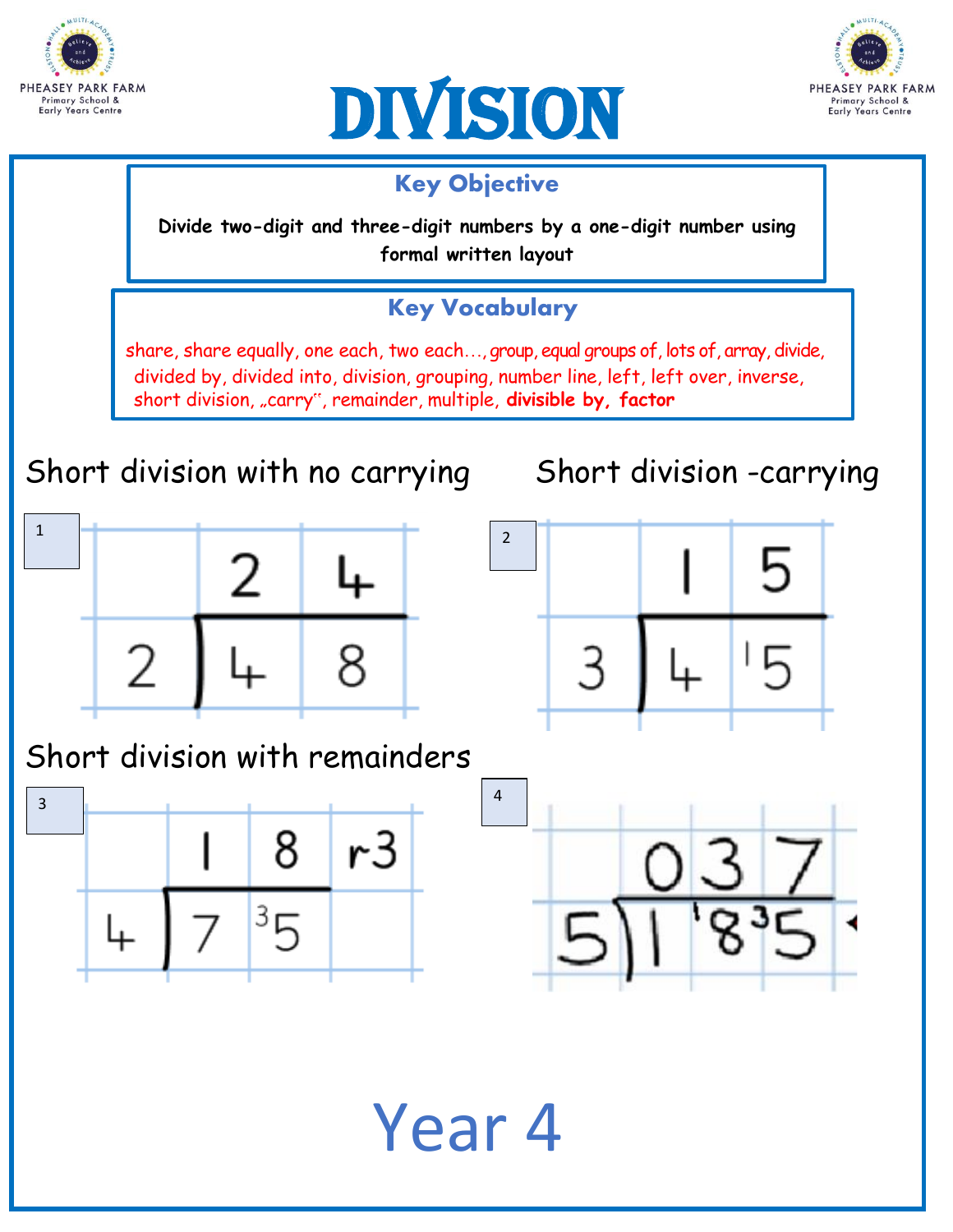# DIVISION

PHEASEY PARK FARM Primary School & Early Years Centre

## Key Objective

**Divide two-digit and three-digit numbers by a one-digit number using formal written layout**

## Key Vocabulary

share, share equally, one each, two each…, group, equal groups of, lots of, array, divide, divided by, divided into, division, grouping, number line, left, left over, inverse, short division, „carry", remainder, multiple, **divisible by**, **factor**

## Short division with no carrying

1

|   | 2 | 4 |
|---|---|---|
| 2 ) | 4 | 8 |

## Short division -carrying

2

|   | 1 | 5 |
|---|---|---|
| 3 ) | 4 | ¹5 |

## Short division with remainders

3

|   | 1 | 8 | r3 |
|---|---|---|---|
| 4 ) | 7 | ³5 |   |

4

|   | 0 | 3 | 7 |
|---|---|---|---|
| 5 ) | 1 | ¹8 | ³5 |

Year 4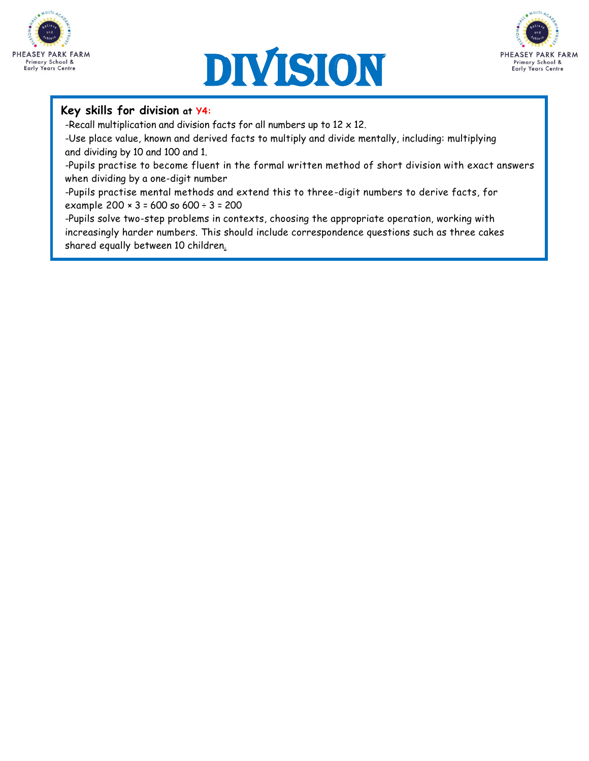# DIVISION

**Key skills for division at Y4:**

-Recall multiplication and division facts for all numbers up to 12 x 12.

-Use place value, known and derived facts to multiply and divide mentally, including: multiplying and dividing by 10 and 100 and 1.

-Pupils practise to become fluent in the formal written method of short division with exact answers when dividing by a one-digit number

-Pupils practise mental methods and extend this to three-digit numbers to derive facts, for example 200 × 3 = 600 so 600 ÷ 3 = 200

-Pupils solve two-step problems in contexts, choosing the appropriate operation, working with increasingly harder numbers. This should include correspondence questions such as three cakes shared equally between 10 children.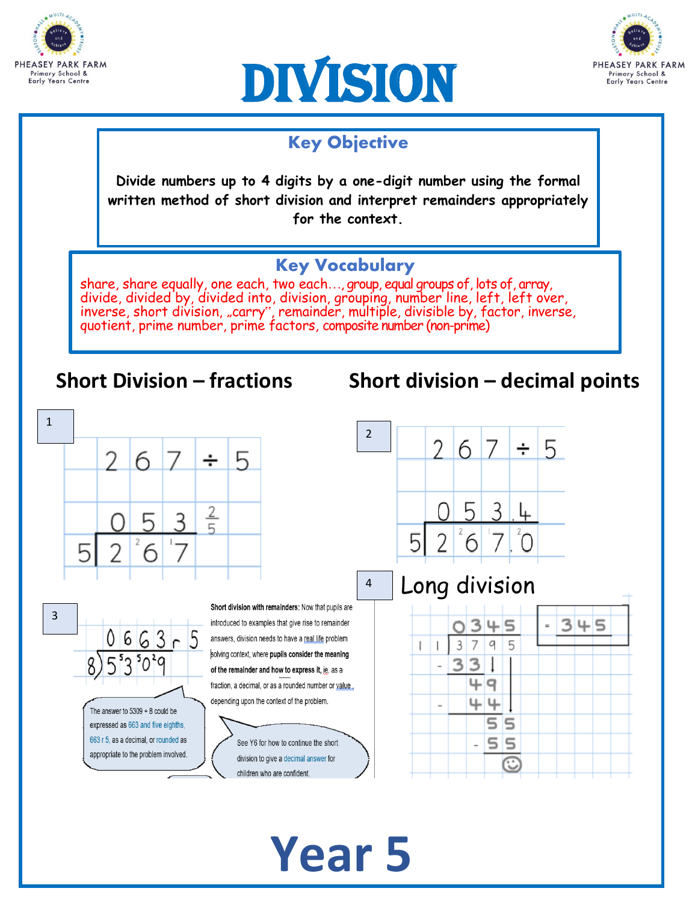# DIVISION

PHEASEY PARK FARM Primary School & Early Years Centre

## Key Objective

Divide numbers up to 4 digits by a one-digit number using the formal written method of short division and interpret remainders appropriately for the context.

## Key Vocabulary

share, share equally, one each, two each…, group, equal groups of, lots of, array, divide, divided by, divided into, division, grouping, number line, left, left over, inverse, short division, „carry", remainder, multiple, divisible by, factor, inverse, quotient, prime number, prime factors, composite number (non-prime)

## Short Division – fractions

1

267 ÷ 5

$$0\,5\,3\tfrac{2}{5}$$

$5 \overline{)\,2\;{}^{2}6\;{}^{1}7}$

## Short division – decimal points

2

267 ÷ 5

0 5 3 . 4

$5 \overline{)\,2\;{}^{2}6\;{}^{1}7\,.\,{}^{2}0}$

3

0 6 6 3 r 5

$8 \overline{)\,5\;{}^{5}3\;{}^{5}0\;{}^{2}9}$

The answer to 5309 ÷ 8 could be expressed as 663 and five eighths, 663 r 5, as a decimal, or rounded as appropriate to the problem involved.

**Short division with remainders:** Now that pupils are introduced to examples that give rise to remainder answers, division needs to have a real life problem solving context, where **pupils consider the meaning of the remainder and how to express it**, ie. as a fraction, a decimal, or as a rounded number or value, depending upon the context of the problem.

See Y6 for how to continue the short division to give a decimal answer for children who are confident.

## Long division

4

```
      0 3 4 5
11 | 3 7 9 5
   - 3 3
       4 9
   -   4 4
         5 5
   -     5 5
         ☺
```

= 345

# Year 5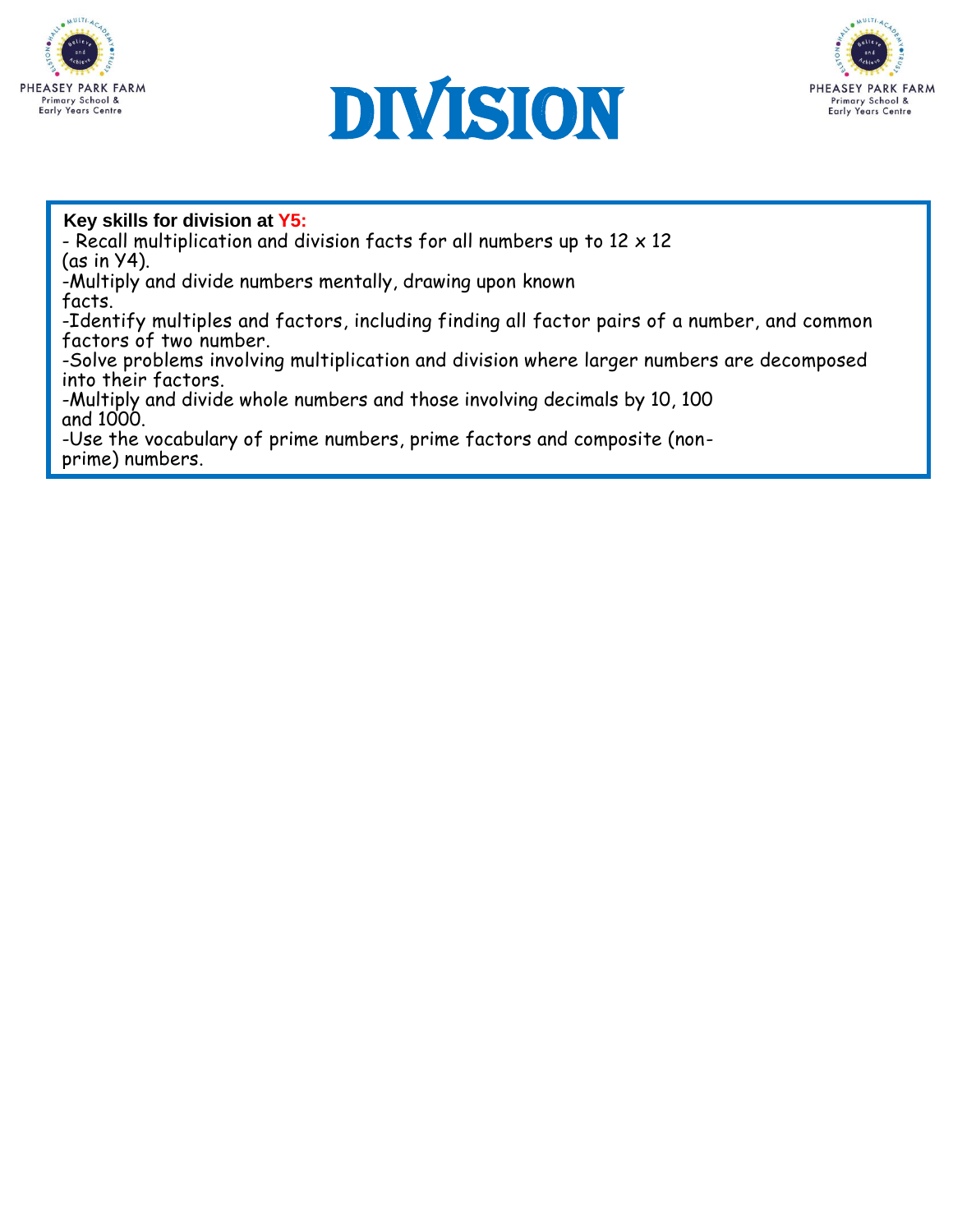# DIVISION

**Key skills for division at Y5:**

- Recall multiplication and division facts for all numbers up to 12 x 12 (as in Y4).
- Multiply and divide numbers mentally, drawing upon known facts.
- Identify multiples and factors, including finding all factor pairs of a number, and common factors of two number.
- Solve problems involving multiplication and division where larger numbers are decomposed into their factors.
- Multiply and divide whole numbers and those involving decimals by 10, 100 and 1000.
- Use the vocabulary of prime numbers, prime factors and composite (non-prime) numbers.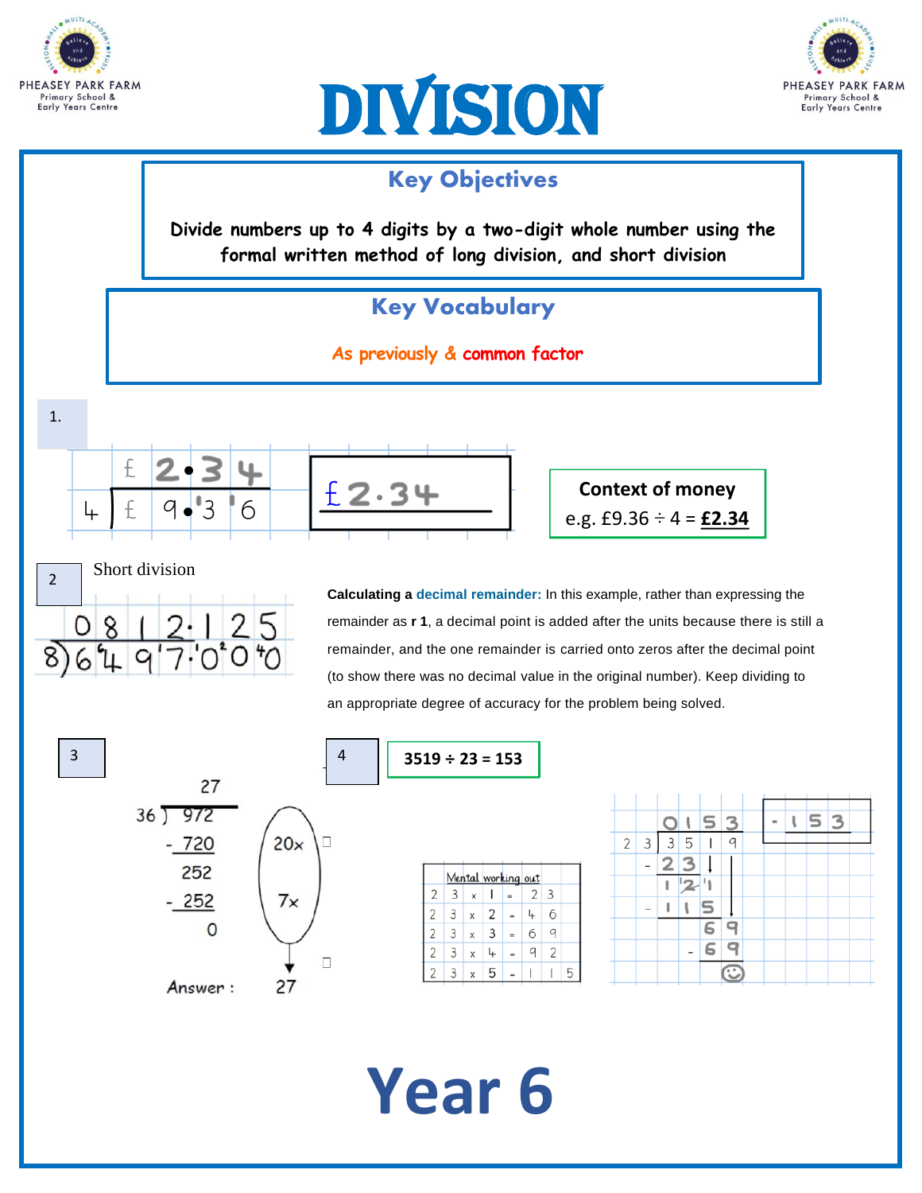# DIVISION

PHEASEY PARK FARM Primary School & Early Years Centre

## Key Objectives

**Divide numbers up to 4 digits by a two-digit whole number using the formal written method of long division, and short division**

## Key Vocabulary

As previously & common factor

**1.**

```
     £ 2•3 4
4 ) £ 9•'3 '6
```

£2.34

**Context of money**

e.g. £9.36 ÷ 4 = **£2.34**

**2** Short division

```
  0 8 1 2 . 1 2 5
8)6 4 9 7 . 0 0 0
```

**Calculating a decimal remainder:** In this example, rather than expressing the remainder as **r 1**, a decimal point is added after the units because there is still a remainder, and the one remainder is carried onto zeros after the decimal point (to show there was no decimal value in the original number). Keep dividing to an appropriate degree of accuracy for the problem being solved.

**3**

```
        27
36 ) 972
   - 720     20×
     252
   - 252      7×
       0
```

Answer : 27

**4**

**3519 ÷ 23 = 153**

| Mental working out | | | | | | | |
|---|---|---|---|---|---|---|---|
| 2 | 3 | x | 1 | = | | 2 | 3 |
| 2 | 3 | x | 2 | = | | 4 | 6 |
| 2 | 3 | x | 3 | = | | 6 | 9 |
| 2 | 3 | x | 4 | = | | 9 | 2 |
| 2 | 3 | x | 5 | = | 1 | 1 | 5 |

```
       0 1 5 3
2 3 ) 3 5 1 9
    - 2 3
      1 2 1
    - 1 1 5
          6 9
        - 6 9
          ☺
```

= 153

# Year 6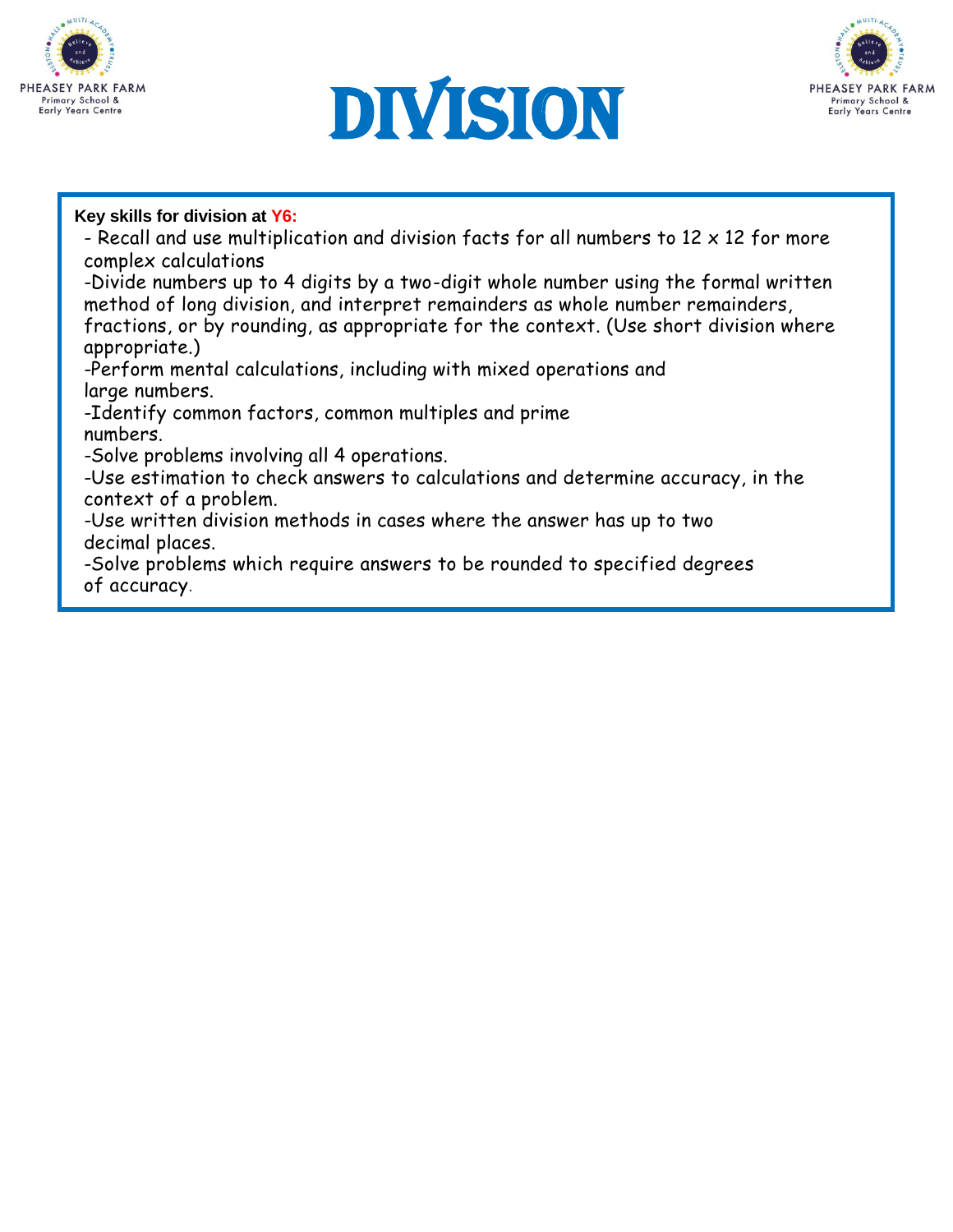# DIVISION

**Key skills for division at Y6:**

- Recall and use multiplication and division facts for all numbers to 12 x 12 for more complex calculations
- Divide numbers up to 4 digits by a two-digit whole number using the formal written method of long division, and interpret remainders as whole number remainders, fractions, or by rounding, as appropriate for the context. (Use short division where appropriate.)
- Perform mental calculations, including with mixed operations and large numbers.
- Identify common factors, common multiples and prime numbers.
- Solve problems involving all 4 operations.
- Use estimation to check answers to calculations and determine accuracy, in the context of a problem.
- Use written division methods in cases where the answer has up to two decimal places.
- Solve problems which require answers to be rounded to specified degrees of accuracy.